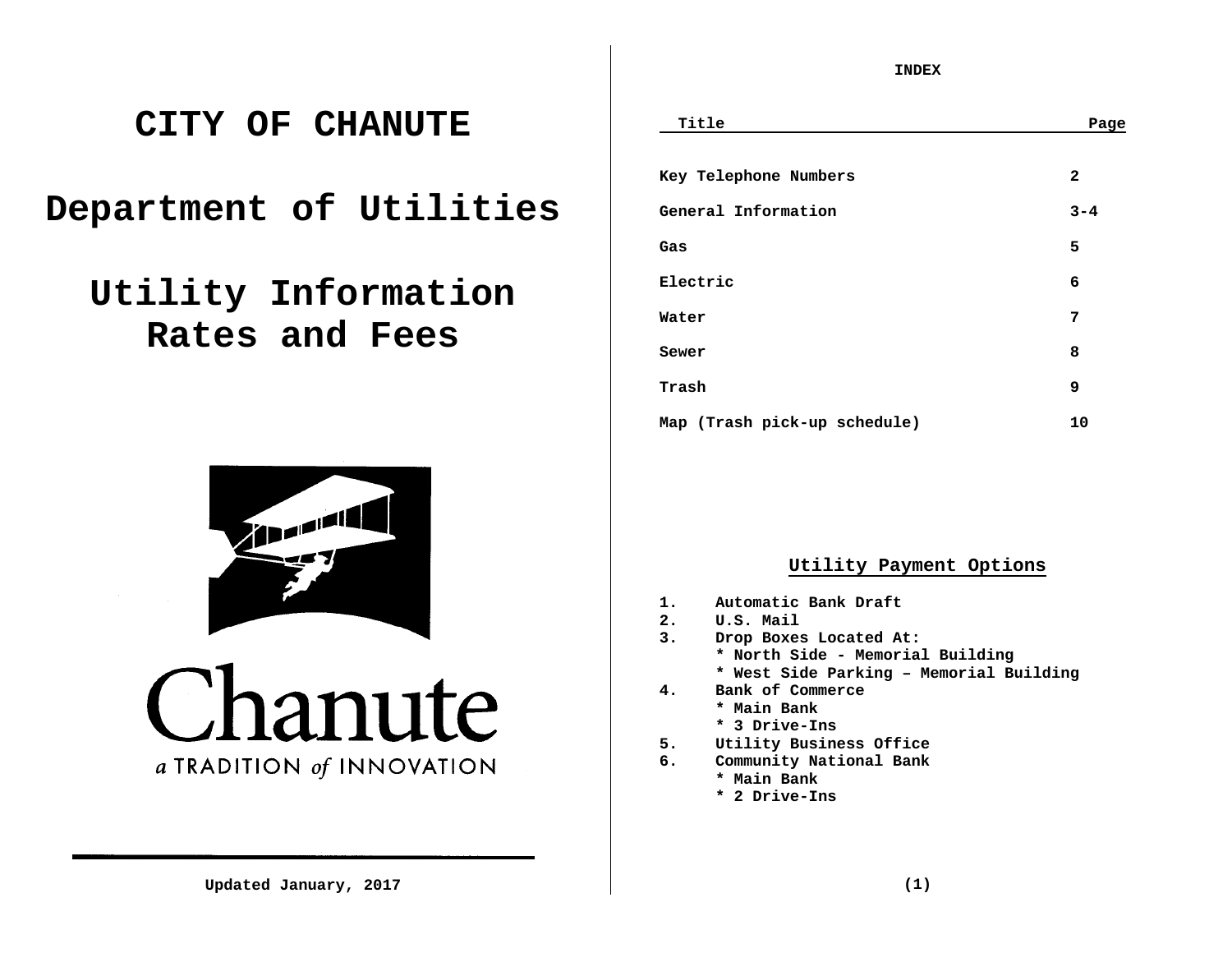# CITY OF CHANUTE

# Department of Utilities

# Utility Information Rates and Fees

Chanute

a TRADITION of INNOVATION

Updated January, 2017

**INDEX**

| Title | Page |
|---|---|
| Key Telephone Numbers | 2 |
| General Information | 3-4 |
| Gas | 5 |
| Electric | 6 |
| Water | 7 |
| Sewer | 8 |
| Trash | 9 |
| Map (Trash pick-up schedule) | 10 |

## Utility Payment Options

1. Automatic Bank Draft
2. U.S. Mail
3. Drop Boxes Located At:
   * North Side - Memorial Building
   * West Side Parking – Memorial Building
4. Bank of Commerce
   * Main Bank
   * 3 Drive-Ins
5. Utility Business Office
6. Community National Bank
   * Main Bank
   * 2 Drive-Ins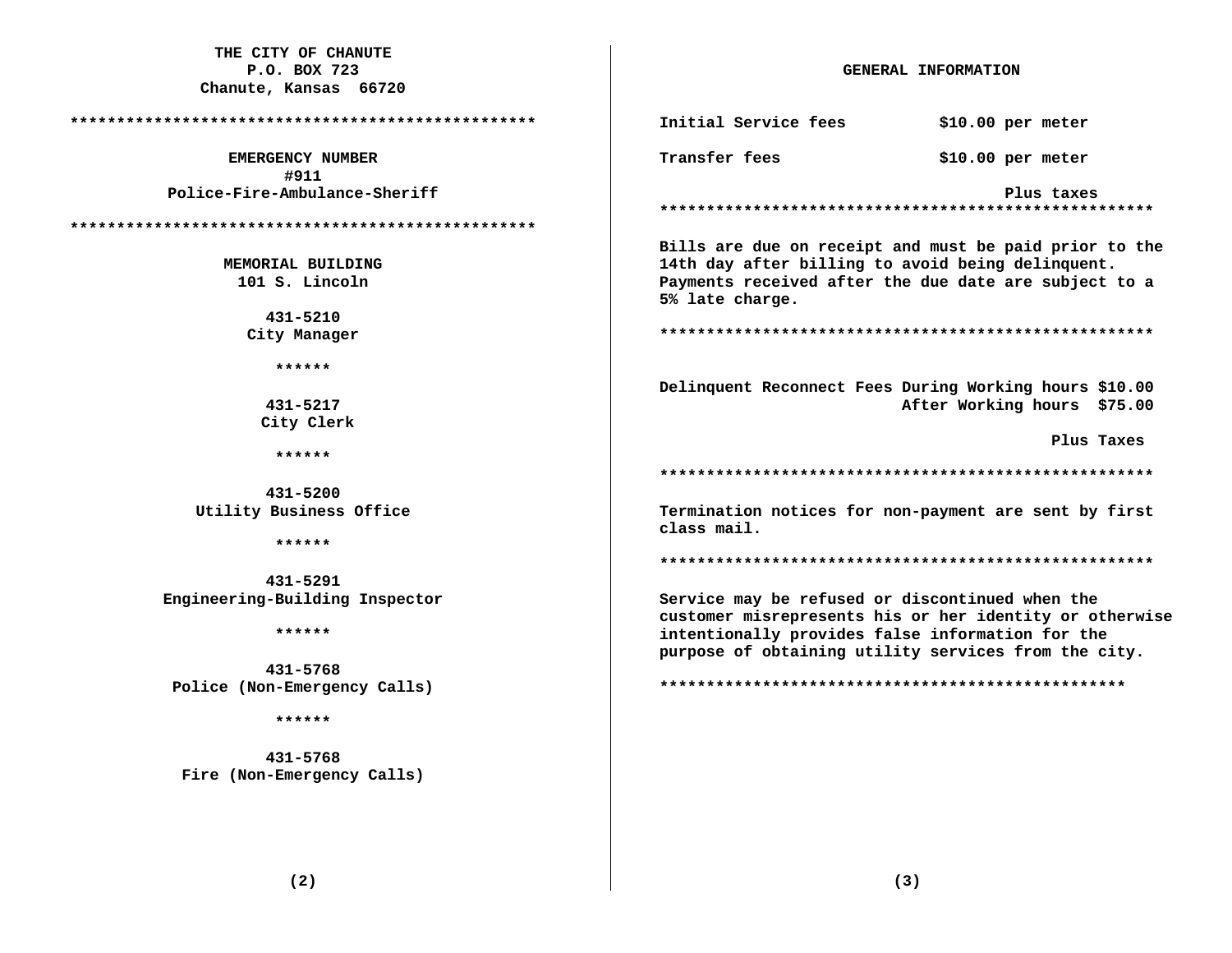**THE CITY OF CHANUTE**
**P.O. BOX 723**
**Chanute, Kansas 66720**

***************************************************

## EMERGENCY NUMBER

**#911**
**Police-Fire-Ambulance-Sheriff**

***************************************************

## MEMORIAL BUILDING

**101 S. Lincoln**

**431-5210**
**City Manager**

******

**431-5217**
**City Clerk**

******

**431-5200**
**Utility Business Office**

******

**431-5291**
**Engineering-Building Inspector**

******

**431-5768**
**Police (Non-Emergency Calls)**

******

**431-5768**
**Fire (Non-Emergency Calls)**

## GENERAL INFORMATION

| | |
|---|---|
| **Initial Service fees** | **$10.00 per meter** |
| **Transfer fees** | **$10.00 per meter** |
| | **Plus taxes** |

*****************************************************

**Bills are due on receipt and must be paid prior to the 14th day after billing to avoid being delinquent. Payments received after the due date are subject to a 5% late charge.**

*****************************************************

| | | |
|---|---|---|
| **Delinquent Reconnect Fees** | **During Working hours** | **$10.00** |
| | **After Working hours** | **$75.00** |
| | | **Plus Taxes** |

*****************************************************

**Termination notices for non-payment are sent by first class mail.**

*****************************************************

**Service may be refused or discontinued when the customer misrepresents his or her identity or otherwise intentionally provides false information for the purpose of obtaining utility services from the city.**

***************************************************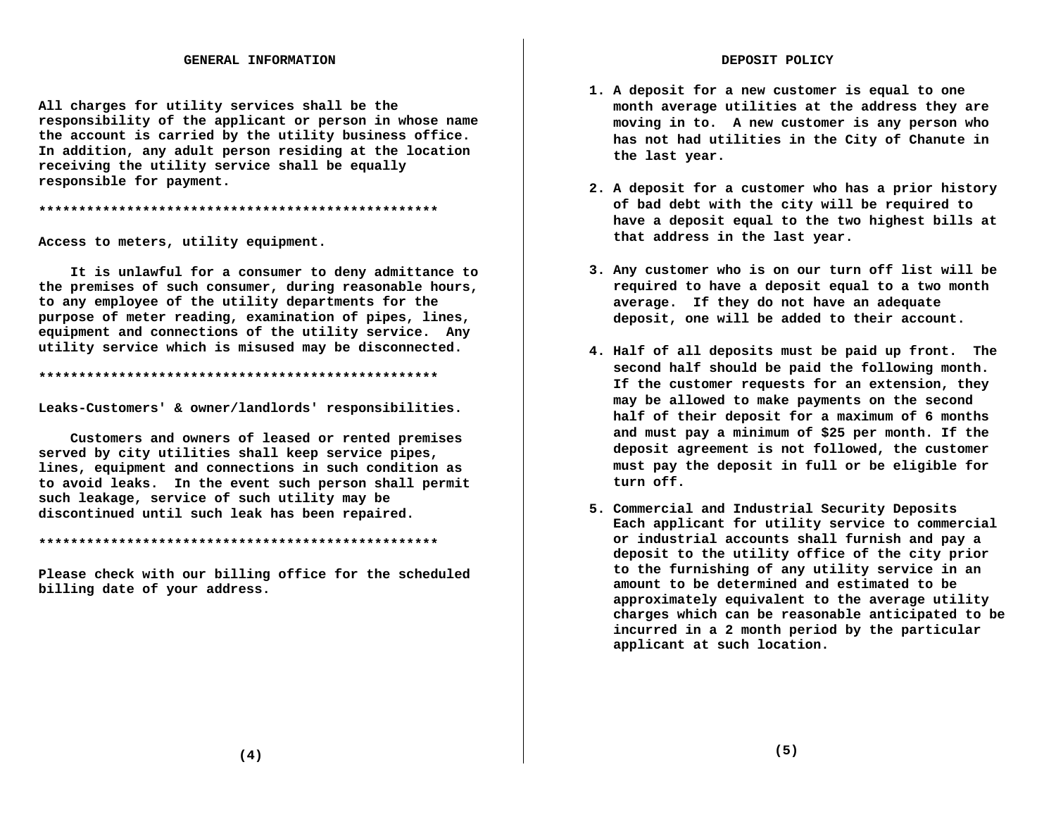## GENERAL INFORMATION

**All charges for utility services shall be the responsibility of the applicant or person in whose name the account is carried by the utility business office. In addition, any adult person residing at the location receiving the utility service shall be equally responsible for payment.**

**\*\*\*\*\*\*\*\*\*\*\*\*\*\*\*\*\*\*\*\*\*\*\*\*\*\*\*\*\*\*\*\*\*\*\*\*\*\*\*\*\*\*\*\*\*\*\*\*\*\***

**Access to meters, utility equipment.**

**It is unlawful for a consumer to deny admittance to the premises of such consumer, during reasonable hours, to any employee of the utility departments for the purpose of meter reading, examination of pipes, lines, equipment and connections of the utility service. Any utility service which is misused may be disconnected.**

**\*\*\*\*\*\*\*\*\*\*\*\*\*\*\*\*\*\*\*\*\*\*\*\*\*\*\*\*\*\*\*\*\*\*\*\*\*\*\*\*\*\*\*\*\*\*\*\*\*\***

**Leaks-Customers' & owner/landlords' responsibilities.**

**Customers and owners of leased or rented premises served by city utilities shall keep service pipes, lines, equipment and connections in such condition as to avoid leaks. In the event such person shall permit such leakage, service of such utility may be discontinued until such leak has been repaired.**

**\*\*\*\*\*\*\*\*\*\*\*\*\*\*\*\*\*\*\*\*\*\*\*\*\*\*\*\*\*\*\*\*\*\*\*\*\*\*\*\*\*\*\*\*\*\*\*\*\*\***

**Please check with our billing office for the scheduled billing date of your address.**

## DEPOSIT POLICY

1. **A deposit for a new customer is equal to one month average utilities at the address they are moving in to. A new customer is any person who has not had utilities in the City of Chanute in the last year.**

2. **A deposit for a customer who has a prior history of bad debt with the city will be required to have a deposit equal to the two highest bills at that address in the last year.**

3. **Any customer who is on our turn off list will be required to have a deposit equal to a two month average. If they do not have an adequate deposit, one will be added to their account.**

4. **Half of all deposits must be paid up front. The second half should be paid the following month. If the customer requests for an extension, they may be allowed to make payments on the second half of their deposit for a maximum of 6 months and must pay a minimum of $25 per month. If the deposit agreement is not followed, the customer must pay the deposit in full or be eligible for turn off.**

5. **Commercial and Industrial Security Deposits**
   **Each applicant for utility service to commercial or industrial accounts shall furnish and pay a deposit to the utility office of the city prior to the furnishing of any utility service in an amount to be determined and estimated to be approximately equivalent to the average utility charges which can be reasonable anticipated to be incurred in a 2 month period by the particular applicant at such location.**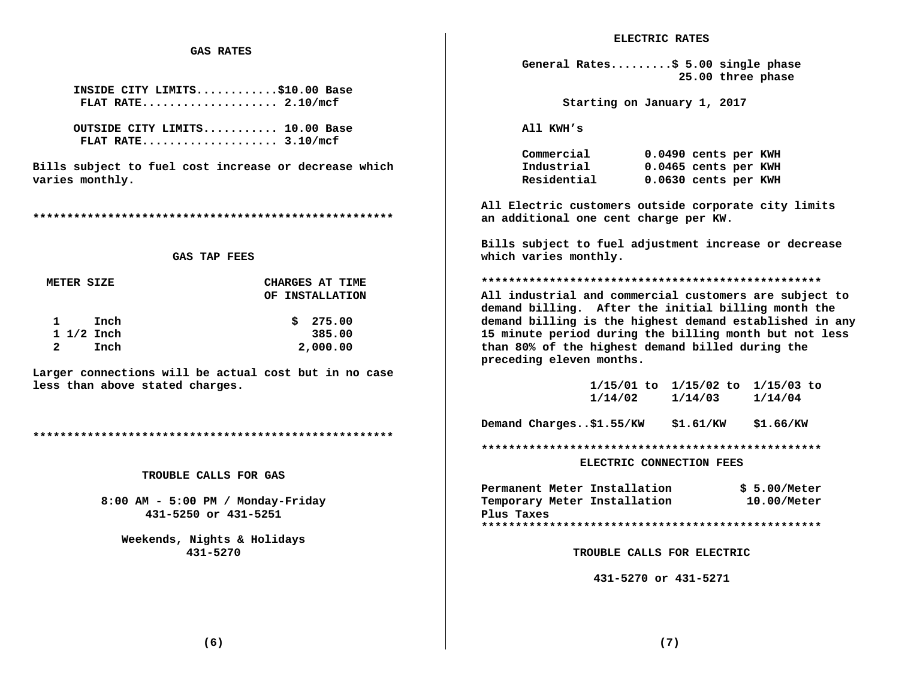## GAS RATES

INSIDE CITY LIMITS............$10.00 Base
FLAT RATE.................... 2.10/mcf

OUTSIDE CITY LIMITS........... 10.00 Base
FLAT RATE.................... 3.10/mcf

Bills subject to fuel cost increase or decrease which varies monthly.

*****************************************************

## GAS TAP FEES

| METER SIZE | CHARGES AT TIME OF INSTALLATION |
|---|---|
| 1 Inch | $ 275.00 |
| 1 1/2 Inch | 385.00 |
| 2 Inch | 2,000.00 |

Larger connections will be actual cost but in no case less than above stated charges.

*****************************************************

## TROUBLE CALLS FOR GAS

8:00 AM - 5:00 PM / Monday-Friday
431-5250 or 431-5251

Weekends, Nights & Holidays
431-5270

## ELECTRIC RATES

General Rates.........$ 5.00 single phase
25.00 three phase

Starting on January 1, 2017

All KWH's

| | |
|---|---|
| Commercial | 0.0490 cents per KWH |
| Industrial | 0.0465 cents per KWH |
| Residential | 0.0630 cents per KWH |

All Electric customers outside corporate city limits an additional one cent charge per KW.

Bills subject to fuel adjustment increase or decrease which varies monthly.

***************************************************

All industrial and commercial customers are subject to demand billing. After the initial billing month the demand billing is the highest demand established in any 15 minute period during the billing month but not less than 80% of the highest demand billed during the preceding eleven months.

| | 1/15/01 to 1/14/02 | 1/15/02 to 1/14/03 | 1/15/03 to 1/14/04 |
|---|---|---|---|
| Demand Charges.. | $1.55/KW | $1.61/KW | $1.66/KW |

***************************************************

## ELECTRIC CONNECTION FEES

| | |
|---|---|
| Permanent Meter Installation | $ 5.00/Meter |
| Temporary Meter Installation | 10.00/Meter |

Plus Taxes

***************************************************

## TROUBLE CALLS FOR ELECTRIC

431-5270 or 431-5271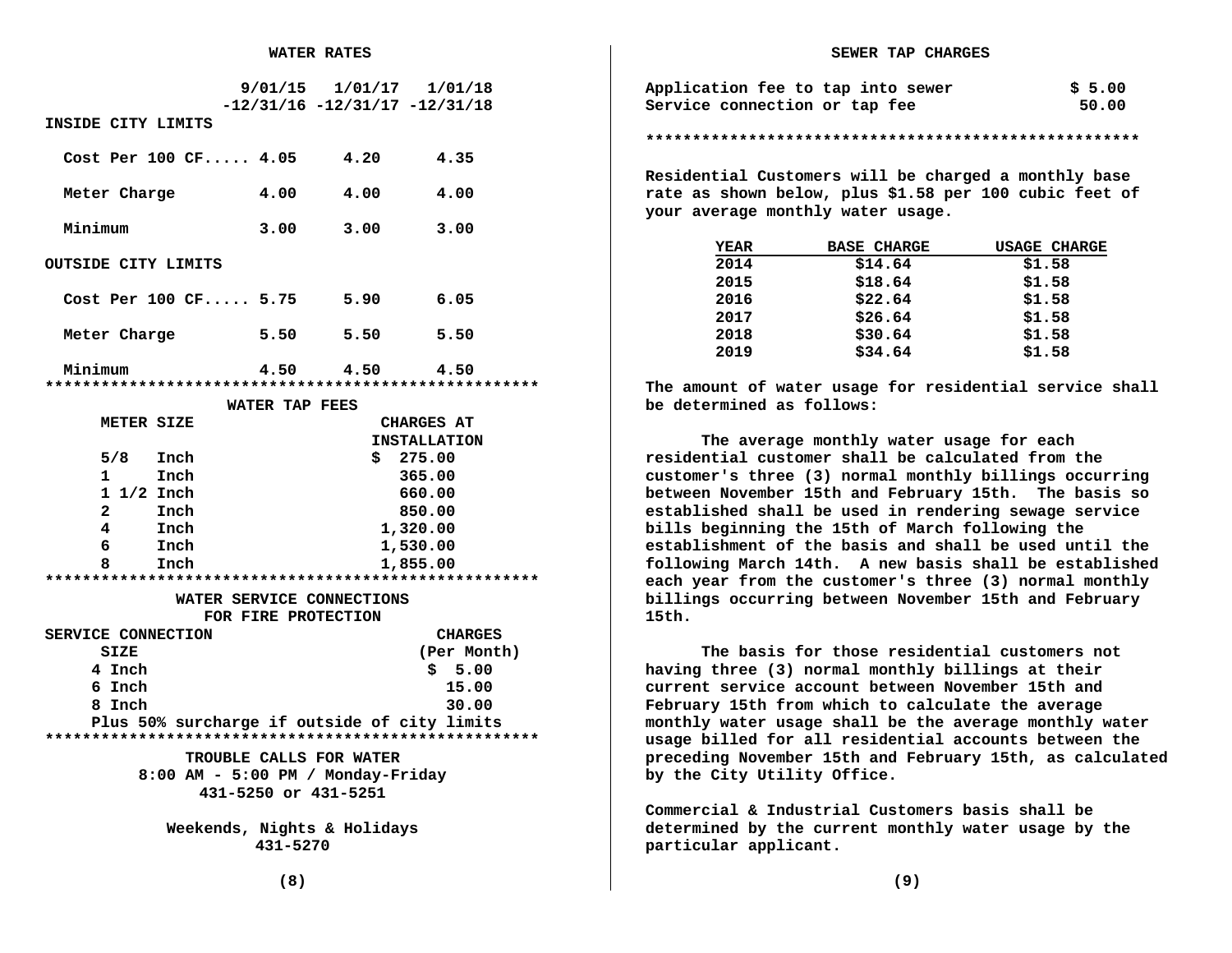## WATER RATES

| | 9/01/15 -12/31/16 | 1/01/17 -12/31/17 | 1/01/18 -12/31/18 |
|---|---|---|---|
| **INSIDE CITY LIMITS** | | | |
| Cost Per 100 CF..... | 4.05 | 4.20 | 4.35 |
| Meter Charge | 4.00 | 4.00 | 4.00 |
| Minimum | 3.00 | 3.00 | 3.00 |
| **OUTSIDE CITY LIMITS** | | | |
| Cost Per 100 CF..... | 5.75 | 5.90 | 6.05 |
| Meter Charge | 5.50 | 5.50 | 5.50 |
| Minimum | 4.50 | 4.50 | 4.50 |

*****************************************************

## WATER TAP FEES

| METER SIZE | CHARGES AT INSTALLATION |
|---|---|
| 5/8 Inch | $ 275.00 |
| 1 Inch | 365.00 |
| 1 1/2 Inch | 660.00 |
| 2 Inch | 850.00 |
| 4 Inch | 1,320.00 |
| 6 Inch | 1,530.00 |
| 8 Inch | 1,855.00 |

*****************************************************

## WATER SERVICE CONNECTIONS FOR FIRE PROTECTION

| SERVICE CONNECTION SIZE | CHARGES (Per Month) |
|---|---|
| 4 Inch | $ 5.00 |
| 6 Inch | 15.00 |
| 8 Inch | 30.00 |

Plus 50% surcharge if outside of city limits

*****************************************************

## TROUBLE CALLS FOR WATER

8:00 AM - 5:00 PM / Monday-Friday
431-5250 or 431-5251

Weekends, Nights & Holidays
431-5270

## SEWER TAP CHARGES

| | |
|---|---|
| Application fee to tap into sewer | $ 5.00 |
| Service connection or tap fee | 50.00 |

*****************************************************

Residential Customers will be charged a monthly base rate as shown below, plus $1.58 per 100 cubic feet of your average monthly water usage.

| YEAR | BASE CHARGE | USAGE CHARGE |
|---|---|---|
| 2014 | $14.64 | $1.58 |
| 2015 | $18.64 | $1.58 |
| 2016 | $22.64 | $1.58 |
| 2017 | $26.64 | $1.58 |
| 2018 | $30.64 | $1.58 |
| 2019 | $34.64 | $1.58 |

The amount of water usage for residential service shall be determined as follows:

The average monthly water usage for each residential customer shall be calculated from the customer's three (3) normal monthly billings occurring between November 15th and February 15th. The basis so established shall be used in rendering sewage service bills beginning the 15th of March following the establishment of the basis and shall be used until the following March 14th. A new basis shall be established each year from the customer's three (3) normal monthly billings occurring between November 15th and February 15th.

The basis for those residential customers not having three (3) normal monthly billings at their current service account between November 15th and February 15th from which to calculate the average monthly water usage shall be the average monthly water usage billed for all residential accounts between the preceding November 15th and February 15th, as calculated by the City Utility Office.

Commercial & Industrial Customers basis shall be determined by the current monthly water usage by the particular applicant.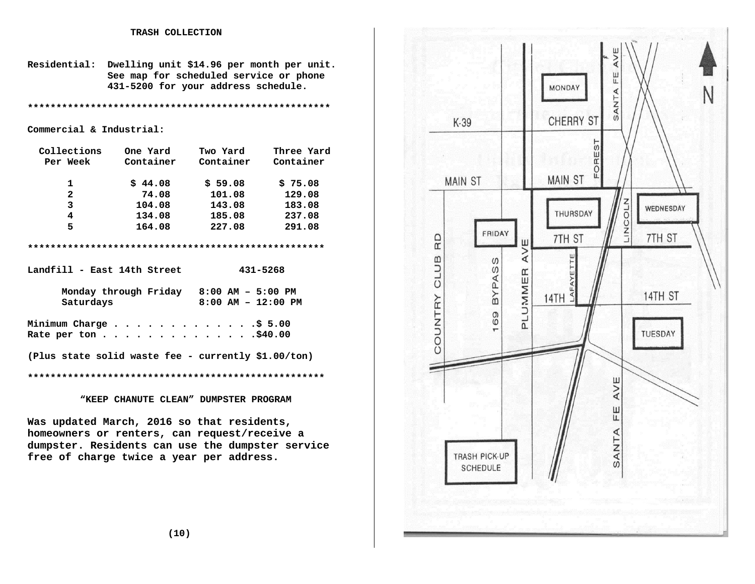## TRASH COLLECTION

**Residential:** Dwelling unit $14.96 per month per unit. See map for scheduled service or phone 431-5200 for your address schedule.

*****************************************************

**Commercial & Industrial:**

| Collections Per Week | One Yard Container | Two Yard Container | Three Yard Container |
|---|---|---|---|
| 1 | $ 44.08 | $ 59.08 | $ 75.08 |
| 2 | 74.08 | 101.08 | 129.08 |
| 3 | 104.08 | 143.08 | 183.08 |
| 4 | 134.08 | 185.08 | 237.08 |
| 5 | 164.08 | 227.08 | 291.08 |

*****************************************************

**Landfill - East 14th Street** 431-5268

Monday through Friday 8:00 AM – 5:00 PM
Saturdays 8:00 AM – 12:00 PM

Minimum Charge . . . . . . . . . . . . . .$ 5.00
Rate per ton . . . . . . . . . . . . . . .$40.00

(Plus state solid waste fee - currently $1.00/ton)

*****************************************************

### "KEEP CHANUTE CLEAN" DUMPSTER PROGRAM

Was updated March, 2016 so that residents, homeowners or renters, can request/receive a dumpster. Residents can use the dumpster service free of charge twice a year per address.

TRASH PICK-UP SCHEDULE

MONDAY
TUESDAY
WEDNESDAY
THURSDAY
FRIDAY

K-39
CHERRY ST
MAIN ST
MAIN ST
7TH ST
7TH ST
14TH
14TH ST
SANTA FE AVE
SANTA FE AVE
FOREST
LINCOLN
LAFAYETTE
PLUMMER AVE
169 BYPASS
COUNTRY CLUB RD
N